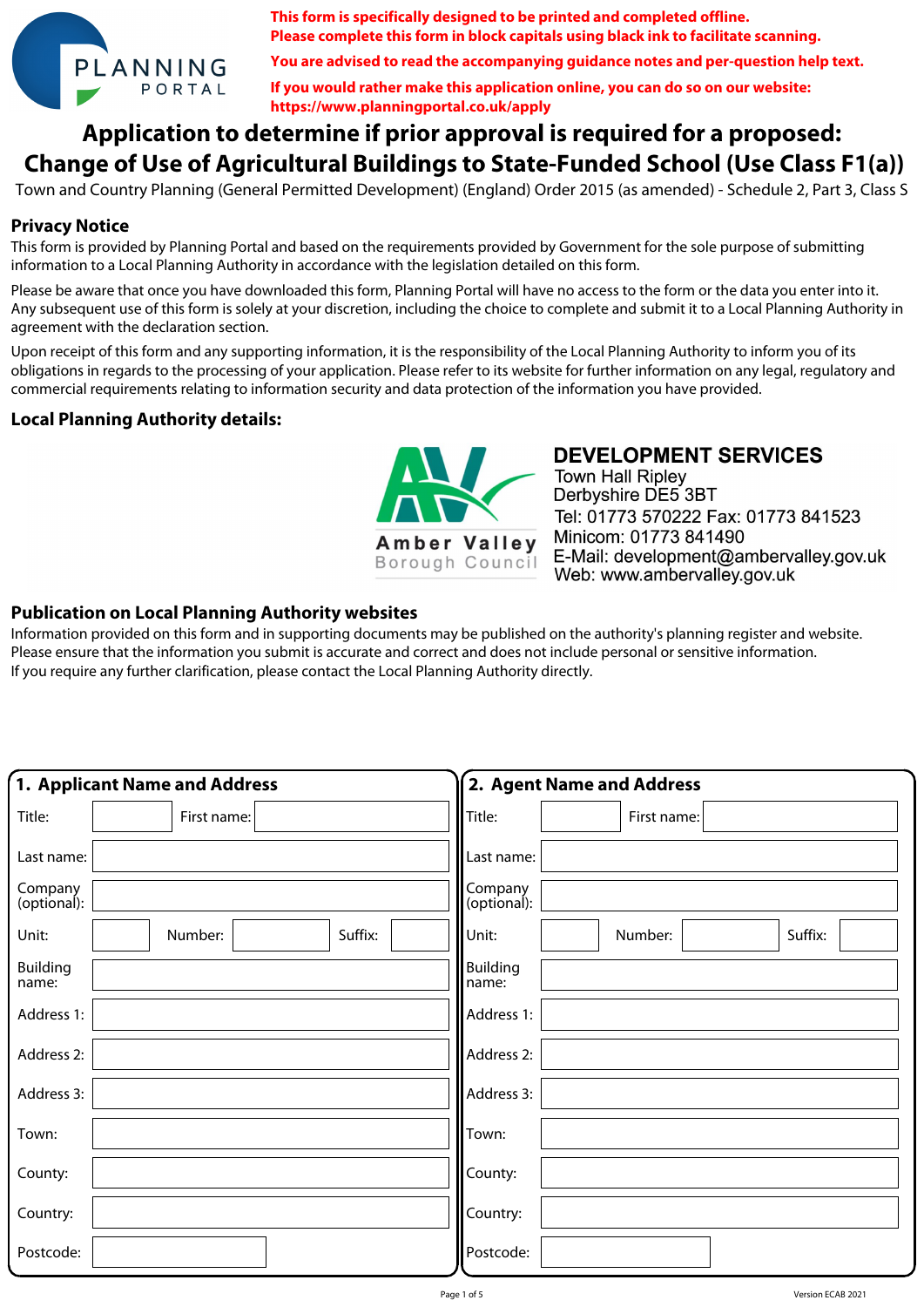PLANNING PORTAL

**This form is specifically designed to be printed and completed offline.**
**Please complete this form in block capitals using black ink to facilitate scanning.**

**You are advised to read the accompanying guidance notes and per-question help text.**

**If you would rather make this application online, you can do so on our website:**
**https://www.planningportal.co.uk/apply**

# Application to determine if prior approval is required for a proposed: Change of Use of Agricultural Buildings to State-Funded School (Use Class F1(a))

Town and Country Planning (General Permitted Development) (England) Order 2015 (as amended) - Schedule 2, Part 3, Class S

## Privacy Notice

This form is provided by Planning Portal and based on the requirements provided by Government for the sole purpose of submitting information to a Local Planning Authority in accordance with the legislation detailed on this form.

Please be aware that once you have downloaded this form, Planning Portal will have no access to the form or the data you enter into it. Any subsequent use of this form is solely at your discretion, including the choice to complete and submit it to a Local Planning Authority in agreement with the declaration section.

Upon receipt of this form and any supporting information, it is the responsibility of the Local Planning Authority to inform you of its obligations in regards to the processing of your application. Please refer to its website for further information on any legal, regulatory and commercial requirements relating to information security and data protection of the information you have provided.

## Local Planning Authority details:

Amber Valley Borough Council

**DEVELOPMENT SERVICES**
Town Hall Ripley
Derbyshire DE5 3BT
Tel: 01773 570222 Fax: 01773 841523
Minicom: 01773 841490
E-Mail: development@ambervalley.gov.uk
Web: www.ambervalley.gov.uk

## Publication on Local Planning Authority websites

Information provided on this form and in supporting documents may be published on the authority's planning register and website.
Please ensure that the information you submit is accurate and correct and does not include personal or sensitive information.
If you require any further clarification, please contact the Local Planning Authority directly.

## 1. Applicant Name and Address

| | |
|---|---|
| Title: | First name: |
| Last name: | |
| Company (optional): | |
| Unit: | Number: Suffix: |
| Building name: | |
| Address 1: | |
| Address 2: | |
| Address 3: | |
| Town: | |
| County: | |
| Country: | |
| Postcode: | |

## 2. Agent Name and Address

| | |
|---|---|
| Title: | First name: |
| Last name: | |
| Company (optional): | |
| Unit: | Number: Suffix: |
| Building name: | |
| Address 1: | |
| Address 2: | |
| Address 3: | |
| Town: | |
| County: | |
| Country: | |
| Postcode: | |

Version ECAB 2021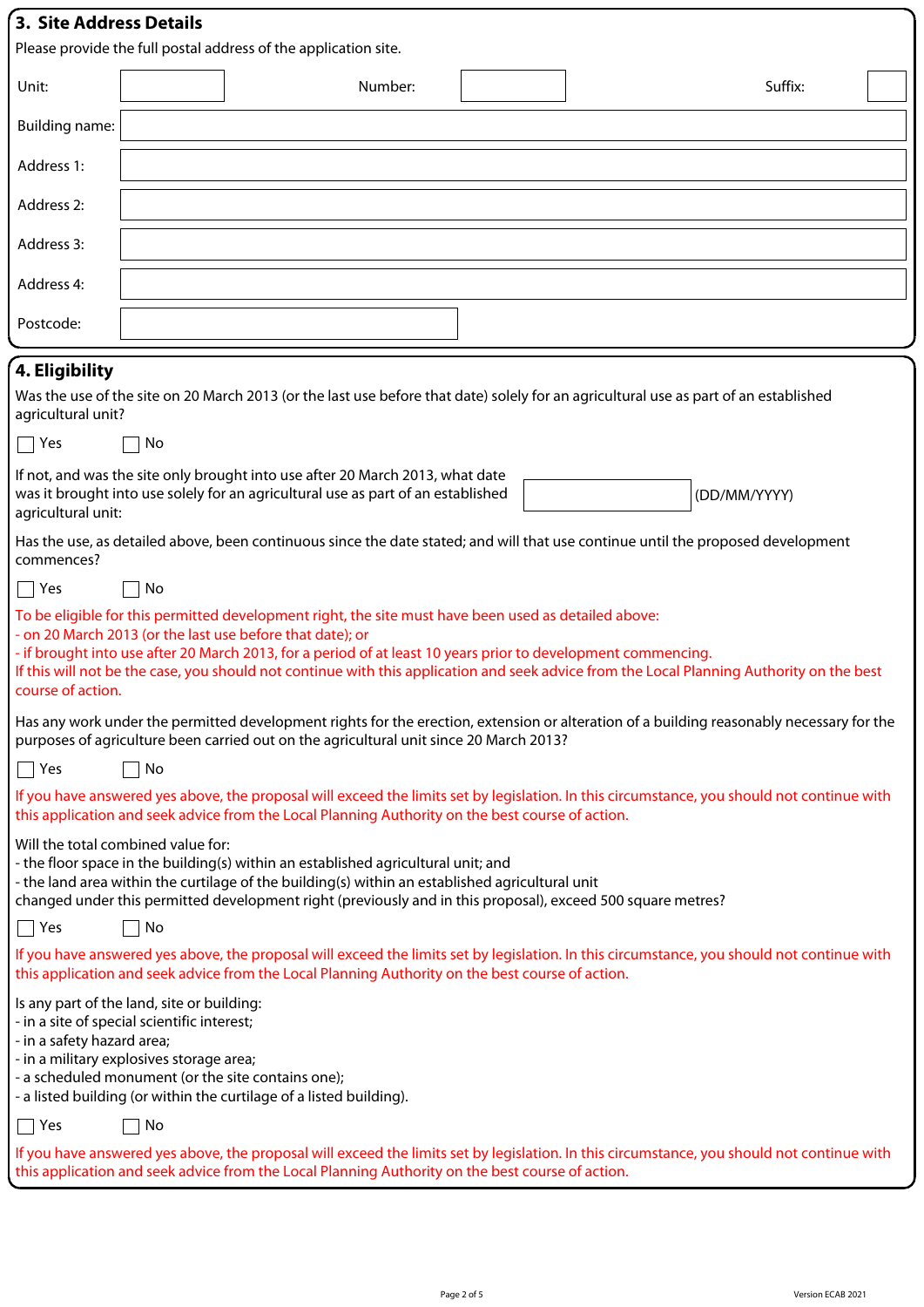## 3. Site Address Details

Please provide the full postal address of the application site.

| | | | | | |
|---|---|---|---|---|---|
| Unit: | | Number: | | Suffix: | |
| Building name: | | | | | |
| Address 1: | | | | | |
| Address 2: | | | | | |
| Address 3: | | | | | |
| Address 4: | | | | | |
| Postcode: | | | | | |

## 4. Eligibility

Was the use of the site on 20 March 2013 (or the last use before that date) solely for an agricultural use as part of an established agricultural unit?

☐ Yes ☐ No

If not, and was the site only brought into use after 20 March 2013, what date was it brought into use solely for an agricultural use as part of an established agricultural unit: ____________ (DD/MM/YYYY)

Has the use, as detailed above, been continuous since the date stated; and will that use continue until the proposed development commences?

☐ Yes ☐ No

To be eligible for this permitted development right, the site must have been used as detailed above:
- on 20 March 2013 (or the last use before that date); or
- if brought into use after 20 March 2013, for a period of at least 10 years prior to development commencing.

If this will not be the case, you should not continue with this application and seek advice from the Local Planning Authority on the best course of action.

Has any work under the permitted development rights for the erection, extension or alteration of a building reasonably necessary for the purposes of agriculture been carried out on the agricultural unit since 20 March 2013?

☐ Yes ☐ No

If you have answered yes above, the proposal will exceed the limits set by legislation. In this circumstance, you should not continue with this application and seek advice from the Local Planning Authority on the best course of action.

Will the total combined value for:
- the floor space in the building(s) within an established agricultural unit; and
- the land area within the curtilage of the building(s) within an established agricultural unit

changed under this permitted development right (previously and in this proposal), exceed 500 square metres?

☐ Yes ☐ No

If you have answered yes above, the proposal will exceed the limits set by legislation. In this circumstance, you should not continue with this application and seek advice from the Local Planning Authority on the best course of action.

Is any part of the land, site or building:
- in a site of special scientific interest;
- in a safety hazard area;
- in a military explosives storage area;
- a scheduled monument (or the site contains one);
- a listed building (or within the curtilage of a listed building).

☐ Yes ☐ No

If you have answered yes above, the proposal will exceed the limits set by legislation. In this circumstance, you should not continue with this application and seek advice from the Local Planning Authority on the best course of action.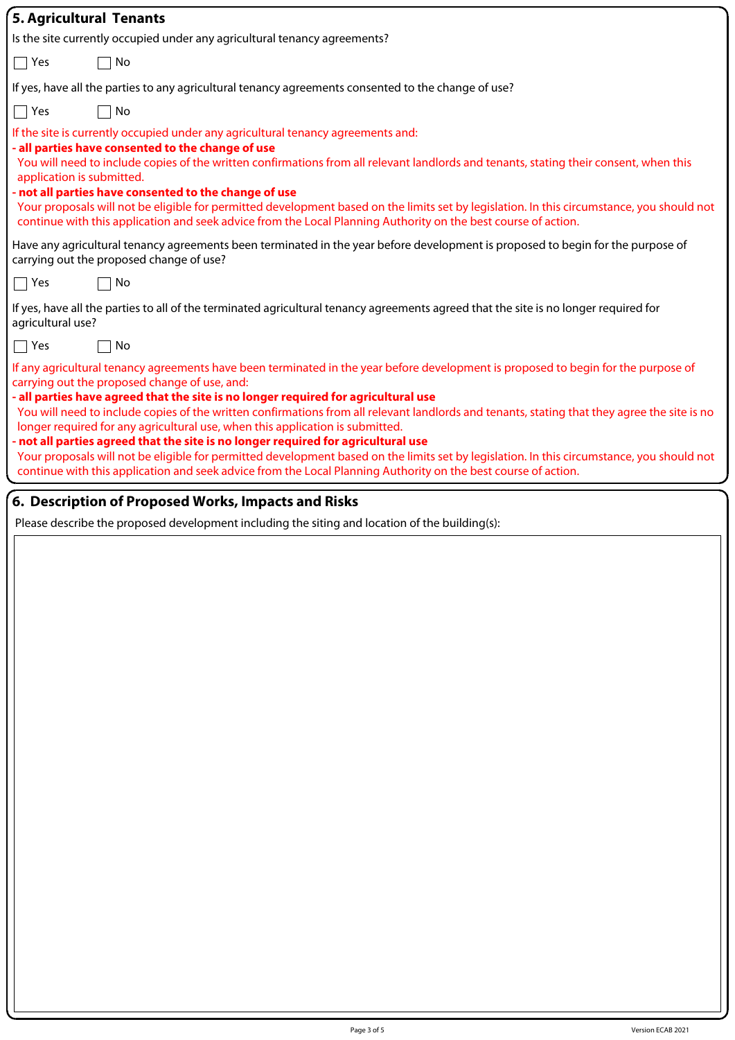## 5. Agricultural Tenants

Is the site currently occupied under any agricultural tenancy agreements?

☐ Yes ☐ No

If yes, have all the parties to any agricultural tenancy agreements consented to the change of use?

☐ Yes ☐ No

If the site is currently occupied under any agricultural tenancy agreements and:

**- all parties have consented to the change of use**

You will need to include copies of the written confirmations from all relevant landlords and tenants, stating their consent, when this application is submitted.

**- not all parties have consented to the change of use**

Your proposals will not be eligible for permitted development based on the limits set by legislation. In this circumstance, you should not continue with this application and seek advice from the Local Planning Authority on the best course of action.

Have any agricultural tenancy agreements been terminated in the year before development is proposed to begin for the purpose of carrying out the proposed change of use?

☐ Yes ☐ No

If yes, have all the parties to all of the terminated agricultural tenancy agreements agreed that the site is no longer required for agricultural use?

☐ Yes ☐ No

If any agricultural tenancy agreements have been terminated in the year before development is proposed to begin for the purpose of carrying out the proposed change of use, and:

**- all parties have agreed that the site is no longer required for agricultural use**

You will need to include copies of the written confirmations from all relevant landlords and tenants, stating that they agree the site is no longer required for any agricultural use, when this application is submitted.

**- not all parties agreed that the site is no longer required for agricultural use**

Your proposals will not be eligible for permitted development based on the limits set by legislation. In this circumstance, you should not continue with this application and seek advice from the Local Planning Authority on the best course of action.

## 6. Description of Proposed Works, Impacts and Risks

Please describe the proposed development including the siting and location of the building(s):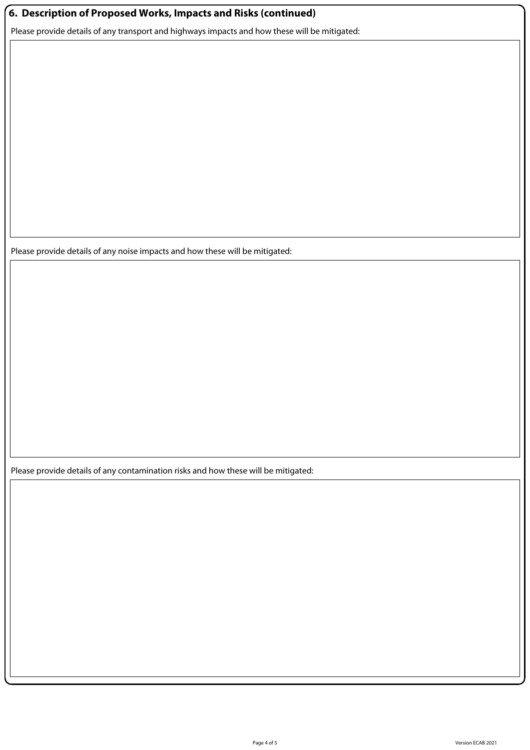## 6. Description of Proposed Works, Impacts and Risks (continued)

Please provide details of any transport and highways impacts and how these will be mitigated:

Please provide details of any noise impacts and how these will be mitigated:

Please provide details of any contamination risks and how these will be mitigated:

Version ECAB 2021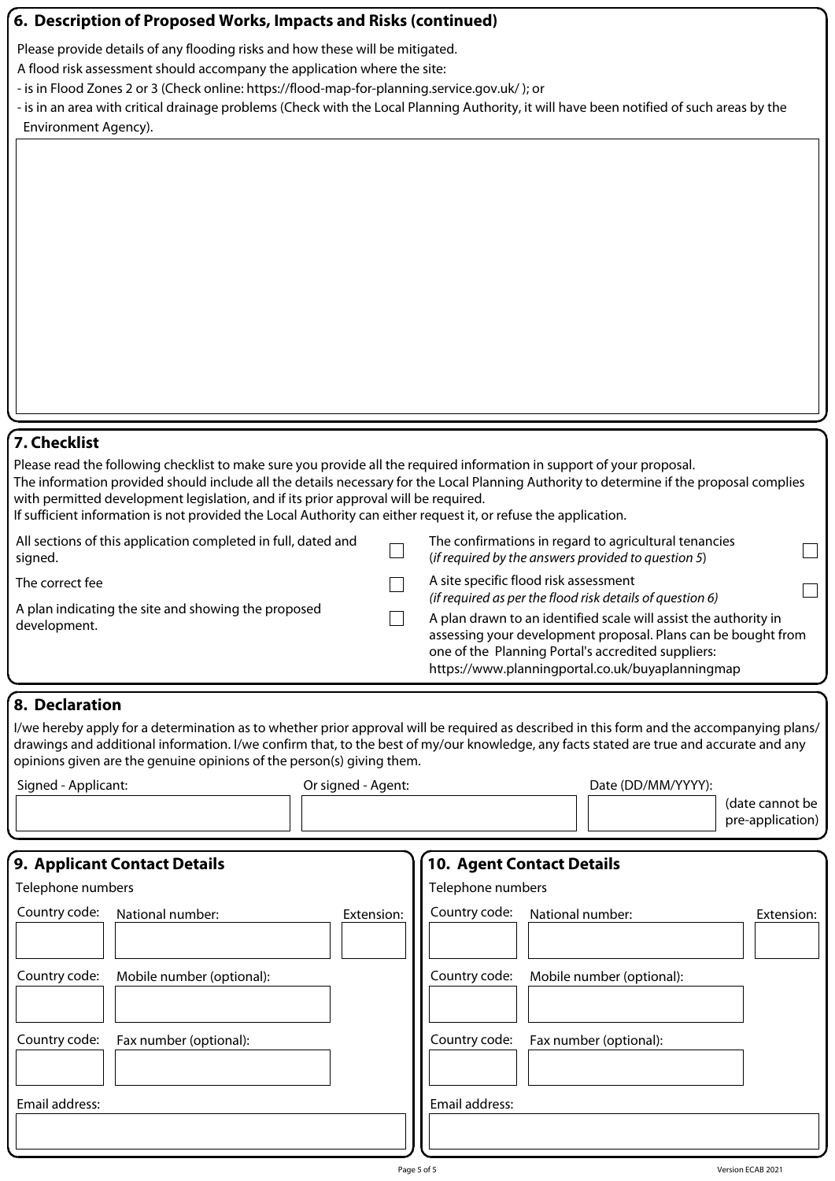## 6. Description of Proposed Works, Impacts and Risks (continued)

Please provide details of any flooding risks and how these will be mitigated.

A flood risk assessment should accompany the application where the site:

- is in Flood Zones 2 or 3 (Check online: https://flood-map-for-planning.service.gov.uk/ ); or
- is in an area with critical drainage problems (Check with the Local Planning Authority, it will have been notified of such areas by the Environment Agency).

## 7. Checklist

Please read the following checklist to make sure you provide all the required information in support of your proposal.
The information provided should include all the details necessary for the Local Planning Authority to determine if the proposal complies with permitted development legislation, and if its prior approval will be required.
If sufficient information is not provided the Local Authority can either request it, or refuse the application.

- ☐ All sections of this application completed in full, dated and signed.
- ☐ The correct fee
- ☐ A plan indicating the site and showing the proposed development.
- ☐ The confirmations in regard to agricultural tenancies (*if required by the answers provided to question 5*)
- ☐ A site specific flood risk assessment *(if required as per the flood risk details of question 6)*

A plan drawn to an identified scale will assist the authority in assessing your development proposal. Plans can be bought from one of the Planning Portal's accredited suppliers: https://www.planningportal.co.uk/buyaplanningmap

## 8. Declaration

I/we hereby apply for a determination as to whether prior approval will be required as described in this form and the accompanying plans/ drawings and additional information. I/we confirm that, to the best of my/our knowledge, any facts stated are true and accurate and any opinions given are the genuine opinions of the person(s) giving them.

| Signed - Applicant: | Or signed - Agent: | Date (DD/MM/YYYY): (date cannot be pre-application) |
|---|---|---|
| | | |

## 9. Applicant Contact Details

Telephone numbers

| Country code: | National number: | Extension: |
|---|---|---|
| | | |

| Country code: | Mobile number (optional): |
|---|---|
| | |

| Country code: | Fax number (optional): |
|---|---|
| | |

Email address:

## 10. Agent Contact Details

Telephone numbers

| Country code: | National number: | Extension: |
|---|---|---|
| | | |

| Country code: | Mobile number (optional): |
|---|---|
| | |

| Country code: | Fax number (optional): |
|---|---|
| | |

Email address:

Version ECAB 2021